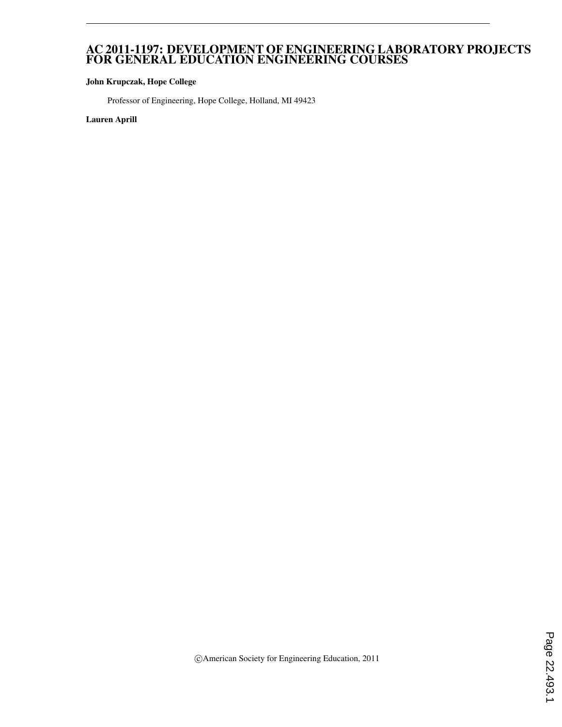# AC 2011-1197: DEVELOPMENT OF ENGINEERING LABORATORY PROJECTS FOR GENERAL EDUCATION ENGINEERING COURSES

**John Krupczak, Hope College**

Professor of Engineering, Hope College, Holland, MI 49423

**Lauren Aprill**

©American Society for Engineering Education, 2011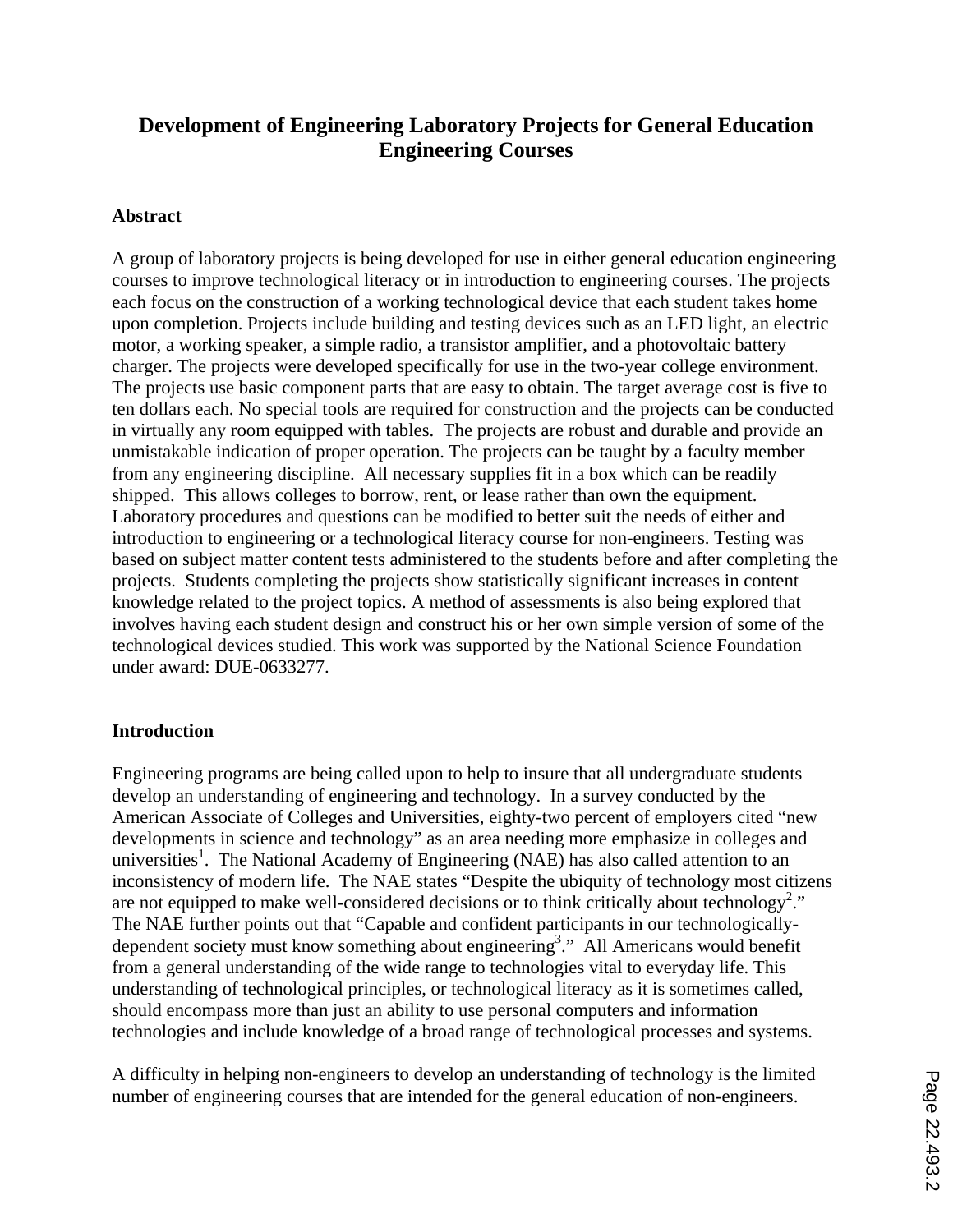# Development of Engineering Laboratory Projects for General Education Engineering Courses

## Abstract

A group of laboratory projects is being developed for use in either general education engineering courses to improve technological literacy or in introduction to engineering courses. The projects each focus on the construction of a working technological device that each student takes home upon completion. Projects include building and testing devices such as an LED light, an electric motor, a working speaker, a simple radio, a transistor amplifier, and a photovoltaic battery charger. The projects were developed specifically for use in the two-year college environment. The projects use basic component parts that are easy to obtain. The target average cost is five to ten dollars each. No special tools are required for construction and the projects can be conducted in virtually any room equipped with tables. The projects are robust and durable and provide an unmistakable indication of proper operation. The projects can be taught by a faculty member from any engineering discipline. All necessary supplies fit in a box which can be readily shipped. This allows colleges to borrow, rent, or lease rather than own the equipment. Laboratory procedures and questions can be modified to better suit the needs of either and introduction to engineering or a technological literacy course for non-engineers. Testing was based on subject matter content tests administered to the students before and after completing the projects. Students completing the projects show statistically significant increases in content knowledge related to the project topics. A method of assessments is also being explored that involves having each student design and construct his or her own simple version of some of the technological devices studied. This work was supported by the National Science Foundation under award: DUE-0633277.

## Introduction

Engineering programs are being called upon to help to insure that all undergraduate students develop an understanding of engineering and technology. In a survey conducted by the American Associate of Colleges and Universities, eighty-two percent of employers cited "new developments in science and technology" as an area needing more emphasize in colleges and universities[1]. The National Academy of Engineering (NAE) has also called attention to an inconsistency of modern life. The NAE states "Despite the ubiquity of technology most citizens are not equipped to make well-considered decisions or to think critically about technology[2]." The NAE further points out that "Capable and confident participants in our technologically-dependent society must know something about engineering[3]." All Americans would benefit from a general understanding of the wide range to technologies vital to everyday life. This understanding of technological principles, or technological literacy as it is sometimes called, should encompass more than just an ability to use personal computers and information technologies and include knowledge of a broad range of technological processes and systems.

A difficulty in helping non-engineers to develop an understanding of technology is the limited number of engineering courses that are intended for the general education of non-engineers.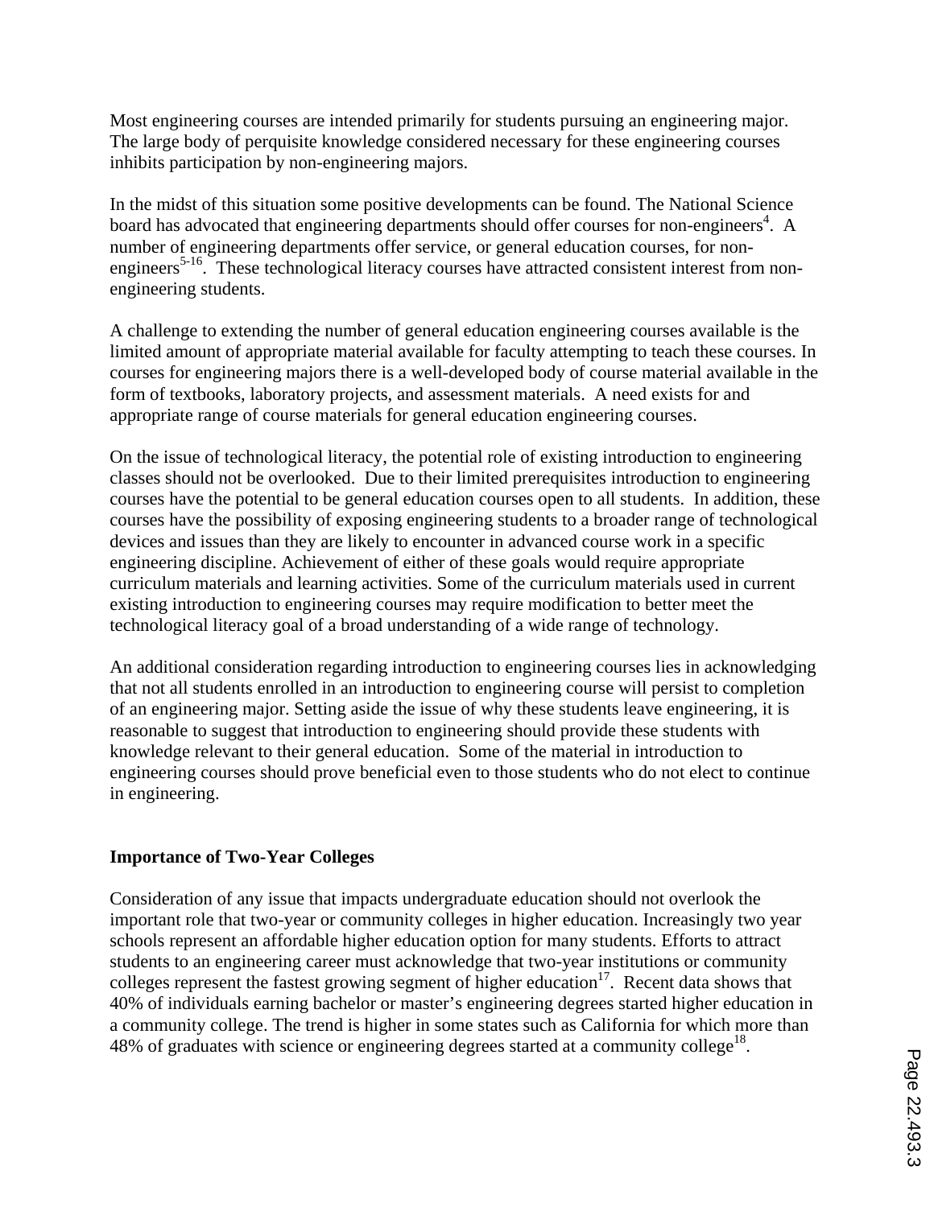Most engineering courses are intended primarily for students pursuing an engineering major. The large body of perquisite knowledge considered necessary for these engineering courses inhibits participation by non-engineering majors.

In the midst of this situation some positive developments can be found. The National Science board has advocated that engineering departments should offer courses for non-engineers[4]. A number of engineering departments offer service, or general education courses, for non-engineers[5-16]. These technological literacy courses have attracted consistent interest from non-engineering students.

A challenge to extending the number of general education engineering courses available is the limited amount of appropriate material available for faculty attempting to teach these courses. In courses for engineering majors there is a well-developed body of course material available in the form of textbooks, laboratory projects, and assessment materials. A need exists for and appropriate range of course materials for general education engineering courses.

On the issue of technological literacy, the potential role of existing introduction to engineering classes should not be overlooked. Due to their limited prerequisites introduction to engineering courses have the potential to be general education courses open to all students. In addition, these courses have the possibility of exposing engineering students to a broader range of technological devices and issues than they are likely to encounter in advanced course work in a specific engineering discipline. Achievement of either of these goals would require appropriate curriculum materials and learning activities. Some of the curriculum materials used in current existing introduction to engineering courses may require modification to better meet the technological literacy goal of a broad understanding of a wide range of technology.

An additional consideration regarding introduction to engineering courses lies in acknowledging that not all students enrolled in an introduction to engineering course will persist to completion of an engineering major. Setting aside the issue of why these students leave engineering, it is reasonable to suggest that introduction to engineering should provide these students with knowledge relevant to their general education. Some of the material in introduction to engineering courses should prove beneficial even to those students who do not elect to continue in engineering.

## Importance of Two-Year Colleges

Consideration of any issue that impacts undergraduate education should not overlook the important role that two-year or community colleges in higher education. Increasingly two year schools represent an affordable higher education option for many students. Efforts to attract students to an engineering career must acknowledge that two-year institutions or community colleges represent the fastest growing segment of higher education[17]. Recent data shows that 40% of individuals earning bachelor or master's engineering degrees started higher education in a community college. The trend is higher in some states such as California for which more than 48% of graduates with science or engineering degrees started at a community college[18].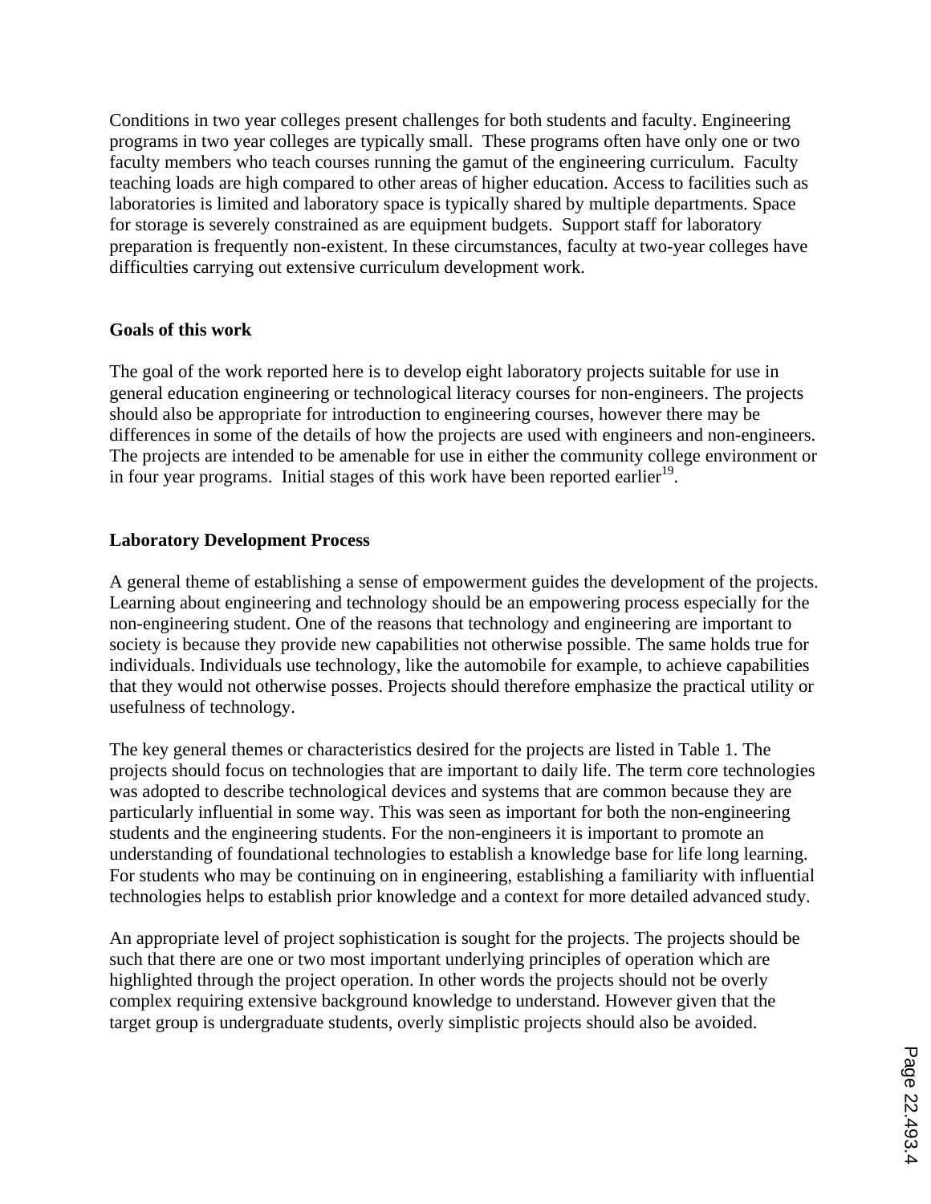Conditions in two year colleges present challenges for both students and faculty. Engineering programs in two year colleges are typically small. These programs often have only one or two faculty members who teach courses running the gamut of the engineering curriculum. Faculty teaching loads are high compared to other areas of higher education. Access to facilities such as laboratories is limited and laboratory space is typically shared by multiple departments. Space for storage is severely constrained as are equipment budgets. Support staff for laboratory preparation is frequently non-existent. In these circumstances, faculty at two-year colleges have difficulties carrying out extensive curriculum development work.

**Goals of this work**

The goal of the work reported here is to develop eight laboratory projects suitable for use in general education engineering or technological literacy courses for non-engineers. The projects should also be appropriate for introduction to engineering courses, however there may be differences in some of the details of how the projects are used with engineers and non-engineers. The projects are intended to be amenable for use in either the community college environment or in four year programs. Initial stages of this work have been reported earlier[19].

**Laboratory Development Process**

A general theme of establishing a sense of empowerment guides the development of the projects. Learning about engineering and technology should be an empowering process especially for the non-engineering student. One of the reasons that technology and engineering are important to society is because they provide new capabilities not otherwise possible. The same holds true for individuals. Individuals use technology, like the automobile for example, to achieve capabilities that they would not otherwise posses. Projects should therefore emphasize the practical utility or usefulness of technology.

The key general themes or characteristics desired for the projects are listed in Table 1. The projects should focus on technologies that are important to daily life. The term core technologies was adopted to describe technological devices and systems that are common because they are particularly influential in some way. This was seen as important for both the non-engineering students and the engineering students. For the non-engineers it is important to promote an understanding of foundational technologies to establish a knowledge base for life long learning. For students who may be continuing on in engineering, establishing a familiarity with influential technologies helps to establish prior knowledge and a context for more detailed advanced study.

An appropriate level of project sophistication is sought for the projects. The projects should be such that there are one or two most important underlying principles of operation which are highlighted through the project operation. In other words the projects should not be overly complex requiring extensive background knowledge to understand. However given that the target group is undergraduate students, overly simplistic projects should also be avoided.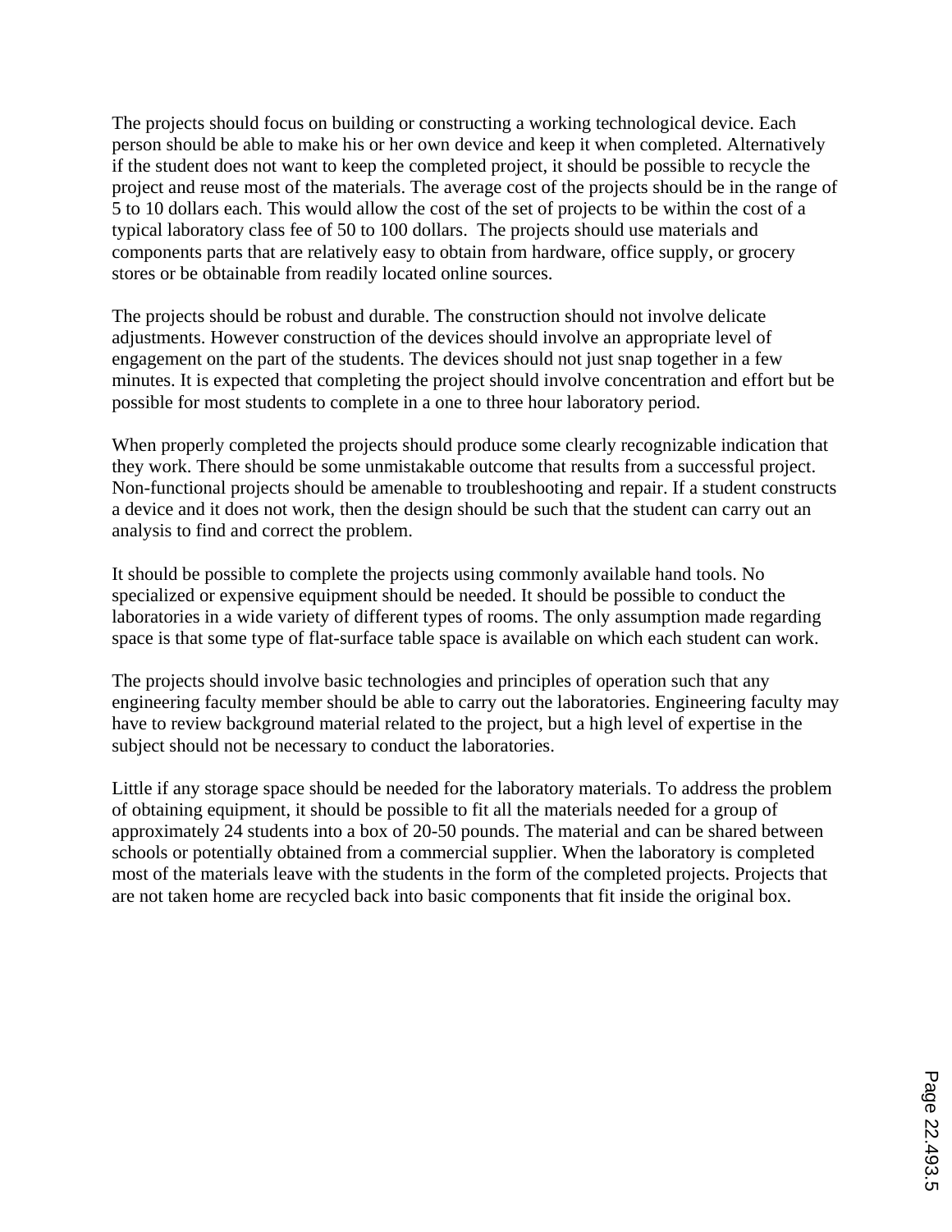The projects should focus on building or constructing a working technological device. Each person should be able to make his or her own device and keep it when completed. Alternatively if the student does not want to keep the completed project, it should be possible to recycle the project and reuse most of the materials. The average cost of the projects should be in the range of 5 to 10 dollars each. This would allow the cost of the set of projects to be within the cost of a typical laboratory class fee of 50 to 100 dollars. The projects should use materials and components parts that are relatively easy to obtain from hardware, office supply, or grocery stores or be obtainable from readily located online sources.

The projects should be robust and durable. The construction should not involve delicate adjustments. However construction of the devices should involve an appropriate level of engagement on the part of the students. The devices should not just snap together in a few minutes. It is expected that completing the project should involve concentration and effort but be possible for most students to complete in a one to three hour laboratory period.

When properly completed the projects should produce some clearly recognizable indication that they work. There should be some unmistakable outcome that results from a successful project. Non-functional projects should be amenable to troubleshooting and repair. If a student constructs a device and it does not work, then the design should be such that the student can carry out an analysis to find and correct the problem.

It should be possible to complete the projects using commonly available hand tools. No specialized or expensive equipment should be needed. It should be possible to conduct the laboratories in a wide variety of different types of rooms. The only assumption made regarding space is that some type of flat-surface table space is available on which each student can work.

The projects should involve basic technologies and principles of operation such that any engineering faculty member should be able to carry out the laboratories. Engineering faculty may have to review background material related to the project, but a high level of expertise in the subject should not be necessary to conduct the laboratories.

Little if any storage space should be needed for the laboratory materials. To address the problem of obtaining equipment, it should be possible to fit all the materials needed for a group of approximately 24 students into a box of 20-50 pounds. The material and can be shared between schools or potentially obtained from a commercial supplier. When the laboratory is completed most of the materials leave with the students in the form of the completed projects. Projects that are not taken home are recycled back into basic components that fit inside the original box.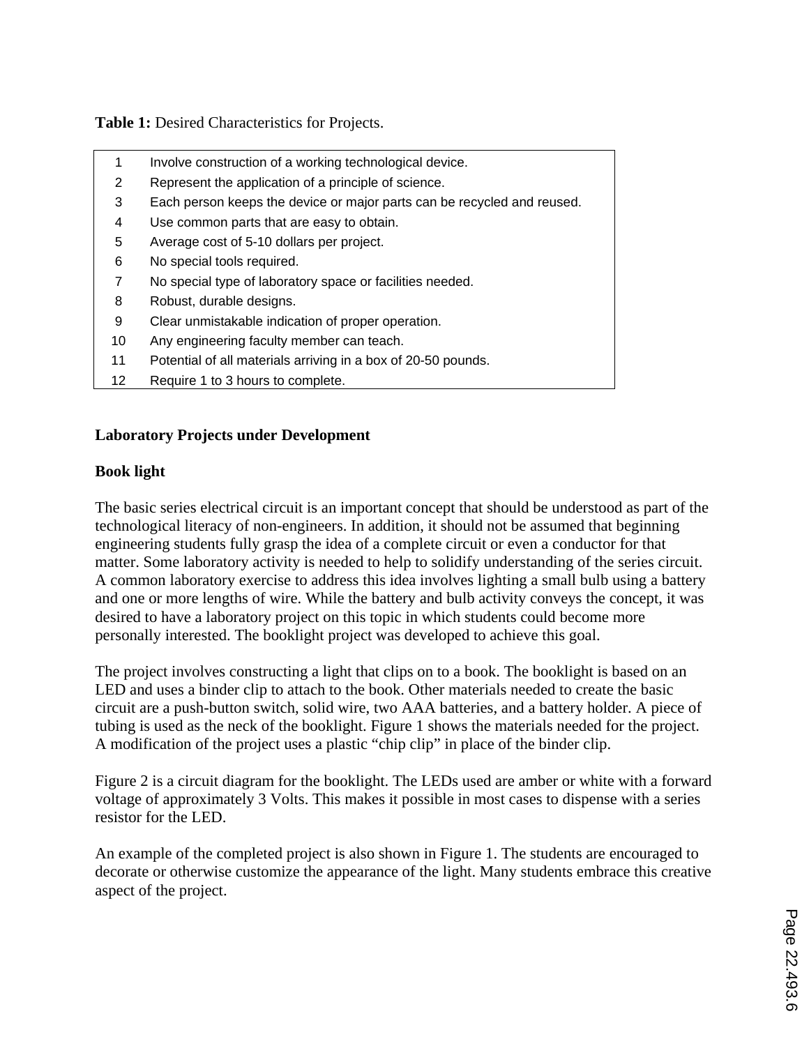**Table 1:** Desired Characteristics for Projects.

| | |
|---|---|
| 1 | Involve construction of a working technological device. |
| 2 | Represent the application of a principle of science. |
| 3 | Each person keeps the device or major parts can be recycled and reused. |
| 4 | Use common parts that are easy to obtain. |
| 5 | Average cost of 5-10 dollars per project. |
| 6 | No special tools required. |
| 7 | No special type of laboratory space or facilities needed. |
| 8 | Robust, durable designs. |
| 9 | Clear unmistakable indication of proper operation. |
| 10 | Any engineering faculty member can teach. |
| 11 | Potential of all materials arriving in a box of 20-50 pounds. |
| 12 | Require 1 to 3 hours to complete. |

## Laboratory Projects under Development

### Book light

The basic series electrical circuit is an important concept that should be understood as part of the technological literacy of non-engineers. In addition, it should not be assumed that beginning engineering students fully grasp the idea of a complete circuit or even a conductor for that matter. Some laboratory activity is needed to help to solidify understanding of the series circuit. A common laboratory exercise to address this idea involves lighting a small bulb using a battery and one or more lengths of wire. While the battery and bulb activity conveys the concept, it was desired to have a laboratory project on this topic in which students could become more personally interested. The booklight project was developed to achieve this goal.

The project involves constructing a light that clips on to a book. The booklight is based on an LED and uses a binder clip to attach to the book. Other materials needed to create the basic circuit are a push-button switch, solid wire, two AAA batteries, and a battery holder. A piece of tubing is used as the neck of the booklight. Figure 1 shows the materials needed for the project. A modification of the project uses a plastic "chip clip" in place of the binder clip.

Figure 2 is a circuit diagram for the booklight. The LEDs used are amber or white with a forward voltage of approximately 3 Volts. This makes it possible in most cases to dispense with a series resistor for the LED.

An example of the completed project is also shown in Figure 1. The students are encouraged to decorate or otherwise customize the appearance of the light. Many students embrace this creative aspect of the project.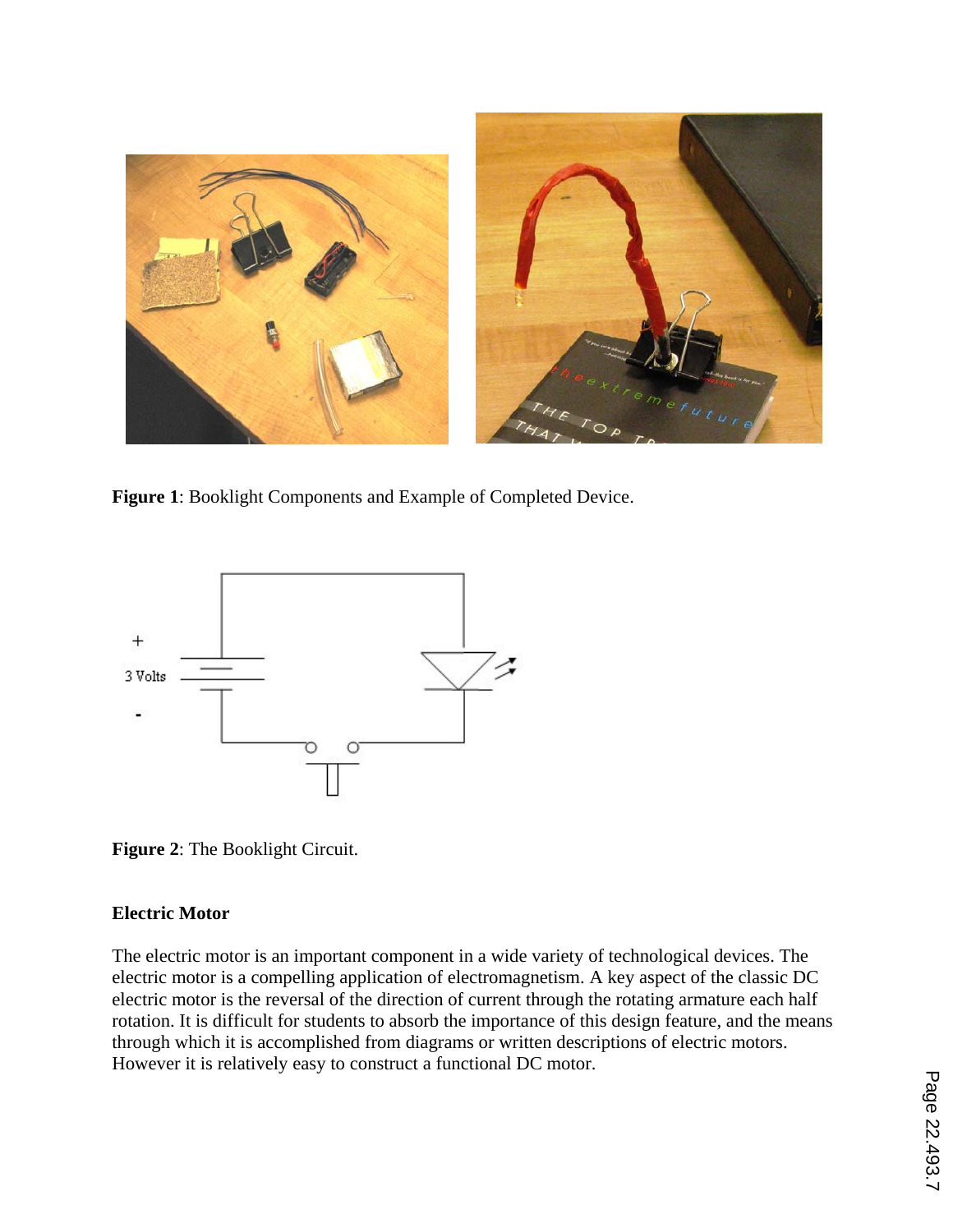**Figure 1**: Booklight Components and Example of Completed Device.

**Figure 2**: The Booklight Circuit.

### Electric Motor

The electric motor is an important component in a wide variety of technological devices. The electric motor is a compelling application of electromagnetism. A key aspect of the classic DC electric motor is the reversal of the direction of current through the rotating armature each half rotation. It is difficult for students to absorb the importance of this design feature, and the means through which it is accomplished from diagrams or written descriptions of electric motors. However it is relatively easy to construct a functional DC motor.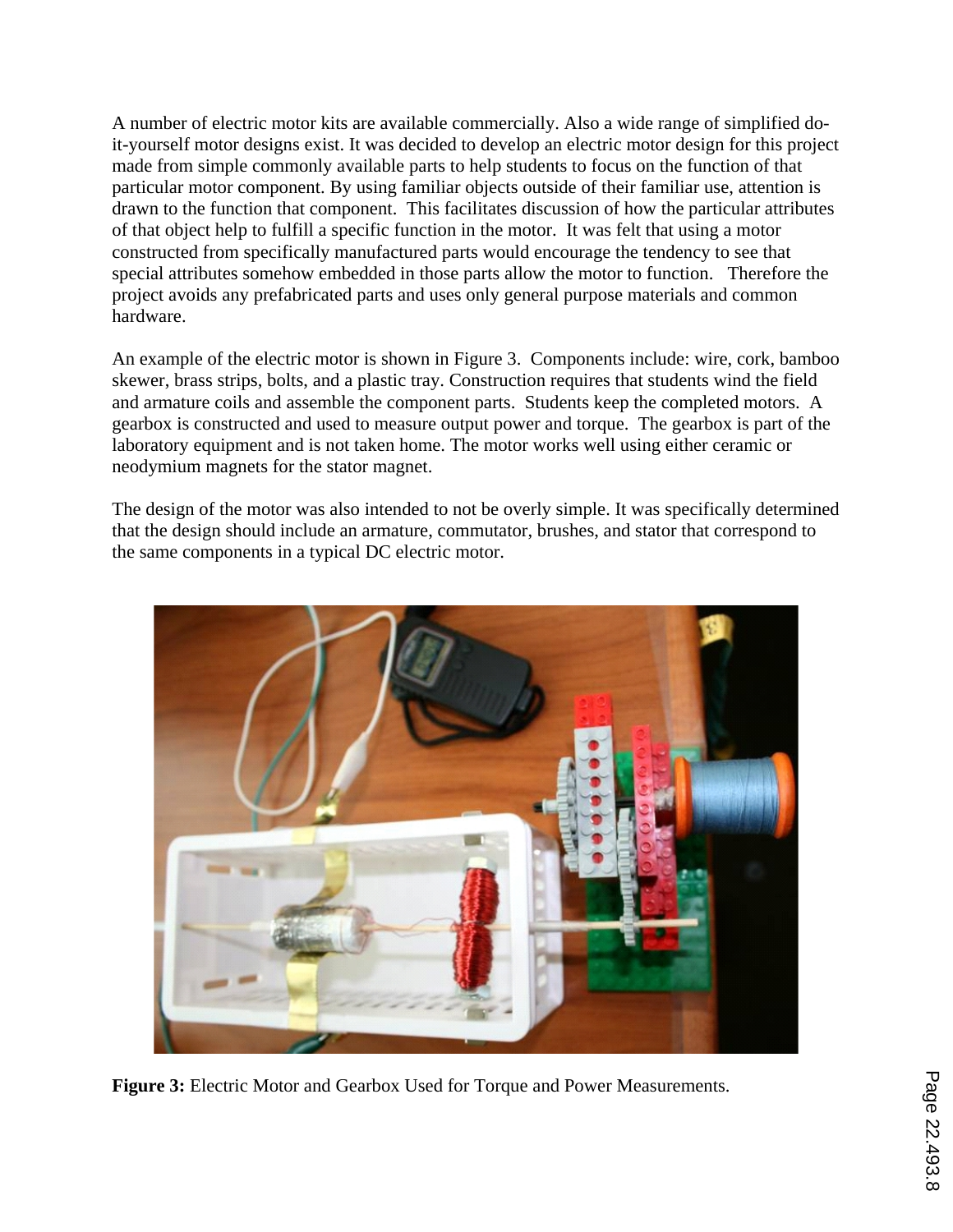A number of electric motor kits are available commercially. Also a wide range of simplified do-it-yourself motor designs exist. It was decided to develop an electric motor design for this project made from simple commonly available parts to help students to focus on the function of that particular motor component. By using familiar objects outside of their familiar use, attention is drawn to the function that component. This facilitates discussion of how the particular attributes of that object help to fulfill a specific function in the motor. It was felt that using a motor constructed from specifically manufactured parts would encourage the tendency to see that special attributes somehow embedded in those parts allow the motor to function. Therefore the project avoids any prefabricated parts and uses only general purpose materials and common hardware.

An example of the electric motor is shown in Figure 3. Components include: wire, cork, bamboo skewer, brass strips, bolts, and a plastic tray. Construction requires that students wind the field and armature coils and assemble the component parts. Students keep the completed motors. A gearbox is constructed and used to measure output power and torque. The gearbox is part of the laboratory equipment and is not taken home. The motor works well using either ceramic or neodymium magnets for the stator magnet.

The design of the motor was also intended to not be overly simple. It was specifically determined that the design should include an armature, commutator, brushes, and stator that correspond to the same components in a typical DC electric motor.

**Figure 3:** Electric Motor and Gearbox Used for Torque and Power Measurements.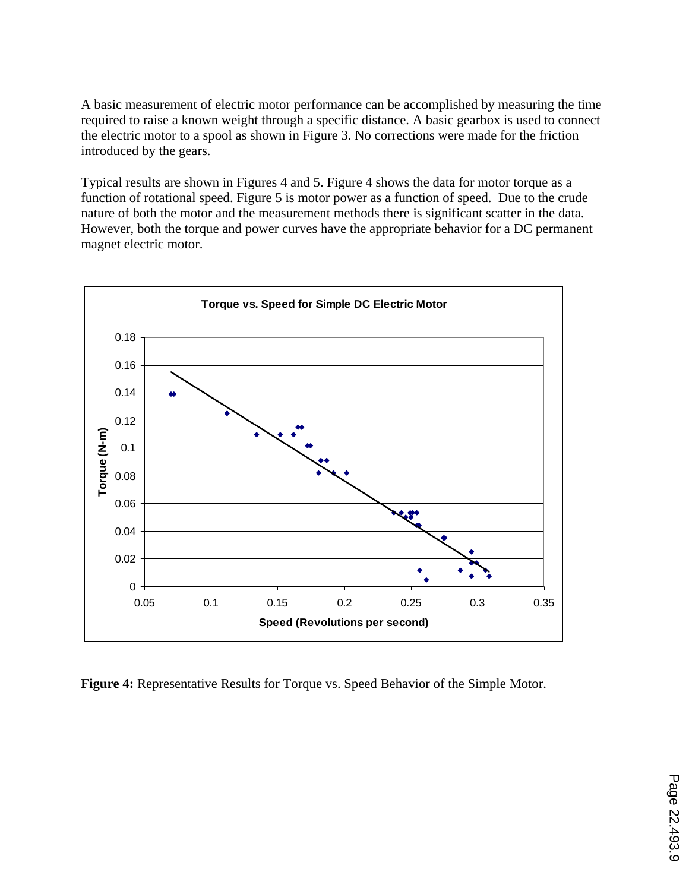A basic measurement of electric motor performance can be accomplished by measuring the time required to raise a known weight through a specific distance. A basic gearbox is used to connect the electric motor to a spool as shown in Figure 3. No corrections were made for the friction introduced by the gears.

Typical results are shown in Figures 4 and 5. Figure 4 shows the data for motor torque as a function of rotational speed. Figure 5 is motor power as a function of speed. Due to the crude nature of both the motor and the measurement methods there is significant scatter in the data. However, both the torque and power curves have the appropriate behavior for a DC permanent magnet electric motor.

**Figure 4:** Representative Results for Torque vs. Speed Behavior of the Simple Motor.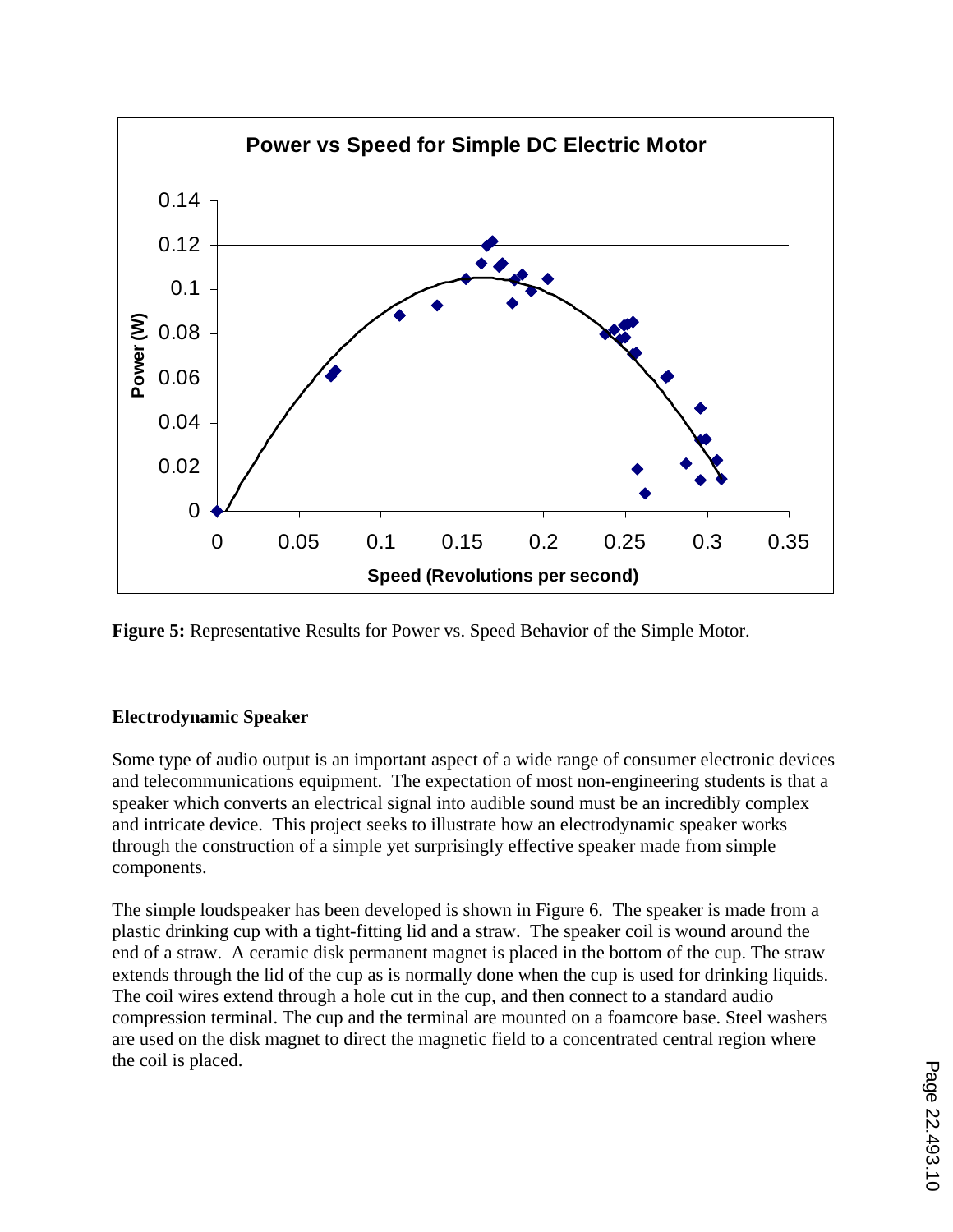**Figure 5:** Representative Results for Power vs. Speed Behavior of the Simple Motor.

## Electrodynamic Speaker

Some type of audio output is an important aspect of a wide range of consumer electronic devices and telecommunications equipment. The expectation of most non-engineering students is that a speaker which converts an electrical signal into audible sound must be an incredibly complex and intricate device. This project seeks to illustrate how an electrodynamic speaker works through the construction of a simple yet surprisingly effective speaker made from simple components.

The simple loudspeaker has been developed is shown in Figure 6. The speaker is made from a plastic drinking cup with a tight-fitting lid and a straw. The speaker coil is wound around the end of a straw. A ceramic disk permanent magnet is placed in the bottom of the cup. The straw extends through the lid of the cup as is normally done when the cup is used for drinking liquids. The coil wires extend through a hole cut in the cup, and then connect to a standard audio compression terminal. The cup and the terminal are mounted on a foamcore base. Steel washers are used on the disk magnet to direct the magnetic field to a concentrated central region where the coil is placed.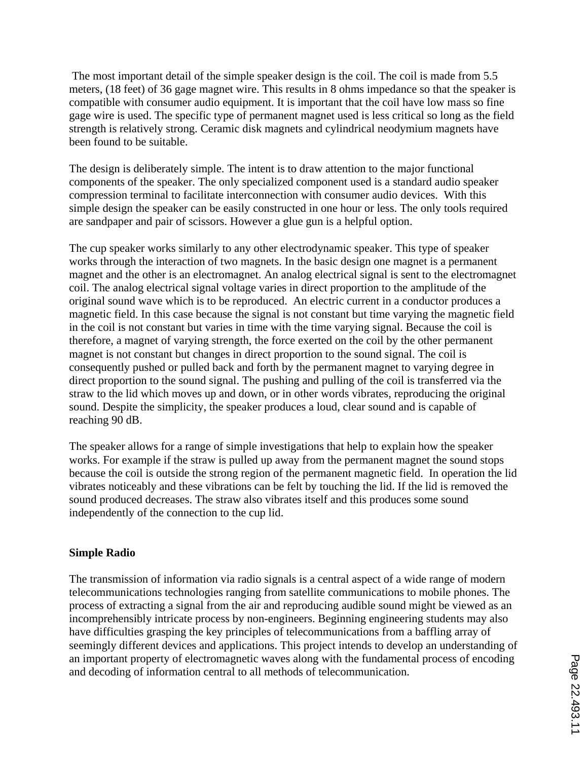The most important detail of the simple speaker design is the coil. The coil is made from 5.5 meters, (18 feet) of 36 gage magnet wire. This results in 8 ohms impedance so that the speaker is compatible with consumer audio equipment. It is important that the coil have low mass so fine gage wire is used. The specific type of permanent magnet used is less critical so long as the field strength is relatively strong. Ceramic disk magnets and cylindrical neodymium magnets have been found to be suitable.

The design is deliberately simple. The intent is to draw attention to the major functional components of the speaker. The only specialized component used is a standard audio speaker compression terminal to facilitate interconnection with consumer audio devices. With this simple design the speaker can be easily constructed in one hour or less. The only tools required are sandpaper and pair of scissors. However a glue gun is a helpful option.

The cup speaker works similarly to any other electrodynamic speaker. This type of speaker works through the interaction of two magnets. In the basic design one magnet is a permanent magnet and the other is an electromagnet. An analog electrical signal is sent to the electromagnet coil. The analog electrical signal voltage varies in direct proportion to the amplitude of the original sound wave which is to be reproduced. An electric current in a conductor produces a magnetic field. In this case because the signal is not constant but time varying the magnetic field in the coil is not constant but varies in time with the time varying signal. Because the coil is therefore, a magnet of varying strength, the force exerted on the coil by the other permanent magnet is not constant but changes in direct proportion to the sound signal. The coil is consequently pushed or pulled back and forth by the permanent magnet to varying degree in direct proportion to the sound signal. The pushing and pulling of the coil is transferred via the straw to the lid which moves up and down, or in other words vibrates, reproducing the original sound. Despite the simplicity, the speaker produces a loud, clear sound and is capable of reaching 90 dB.

The speaker allows for a range of simple investigations that help to explain how the speaker works. For example if the straw is pulled up away from the permanent magnet the sound stops because the coil is outside the strong region of the permanent magnetic field. In operation the lid vibrates noticeably and these vibrations can be felt by touching the lid. If the lid is removed the sound produced decreases. The straw also vibrates itself and this produces some sound independently of the connection to the cup lid.

**Simple Radio**

The transmission of information via radio signals is a central aspect of a wide range of modern telecommunications technologies ranging from satellite communications to mobile phones. The process of extracting a signal from the air and reproducing audible sound might be viewed as an incomprehensibly intricate process by non-engineers. Beginning engineering students may also have difficulties grasping the key principles of telecommunications from a baffling array of seemingly different devices and applications. This project intends to develop an understanding of an important property of electromagnetic waves along with the fundamental process of encoding and decoding of information central to all methods of telecommunication.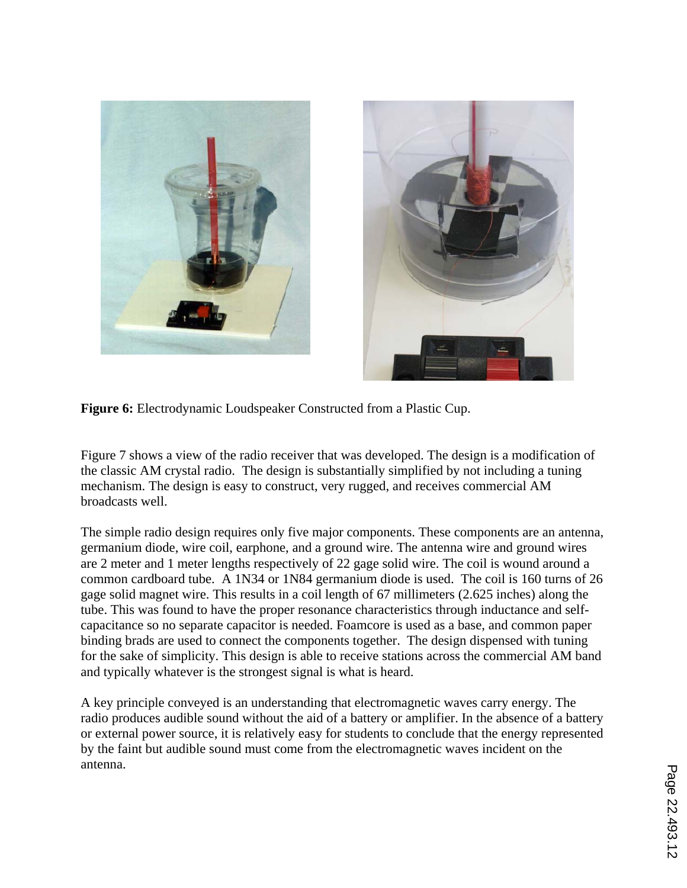**Figure 6:** Electrodynamic Loudspeaker Constructed from a Plastic Cup.

Figure 7 shows a view of the radio receiver that was developed. The design is a modification of the classic AM crystal radio. The design is substantially simplified by not including a tuning mechanism. The design is easy to construct, very rugged, and receives commercial AM broadcasts well.

The simple radio design requires only five major components. These components are an antenna, germanium diode, wire coil, earphone, and a ground wire. The antenna wire and ground wires are 2 meter and 1 meter lengths respectively of 22 gage solid wire. The coil is wound around a common cardboard tube. A 1N34 or 1N84 germanium diode is used. The coil is 160 turns of 26 gage solid magnet wire. This results in a coil length of 67 millimeters (2.625 inches) along the tube. This was found to have the proper resonance characteristics through inductance and self-capacitance so no separate capacitor is needed. Foamcore is used as a base, and common paper binding brads are used to connect the components together. The design dispensed with tuning for the sake of simplicity. This design is able to receive stations across the commercial AM band and typically whatever is the strongest signal is what is heard.

A key principle conveyed is an understanding that electromagnetic waves carry energy. The radio produces audible sound without the aid of a battery or amplifier. In the absence of a battery or external power source, it is relatively easy for students to conclude that the energy represented by the faint but audible sound must come from the electromagnetic waves incident on the antenna.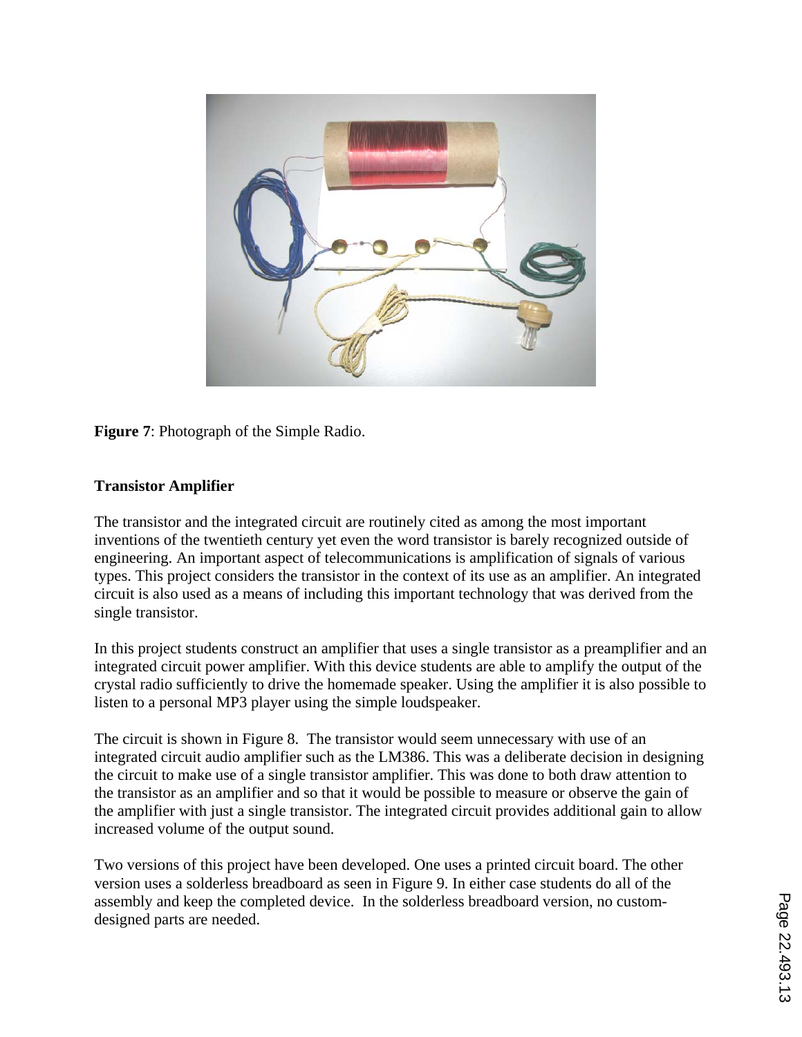**Figure 7**: Photograph of the Simple Radio.

**Transistor Amplifier**

The transistor and the integrated circuit are routinely cited as among the most important inventions of the twentieth century yet even the word transistor is barely recognized outside of engineering. An important aspect of telecommunications is amplification of signals of various types. This project considers the transistor in the context of its use as an amplifier. An integrated circuit is also used as a means of including this important technology that was derived from the single transistor.

In this project students construct an amplifier that uses a single transistor as a preamplifier and an integrated circuit power amplifier. With this device students are able to amplify the output of the crystal radio sufficiently to drive the homemade speaker. Using the amplifier it is also possible to listen to a personal MP3 player using the simple loudspeaker.

The circuit is shown in Figure 8. The transistor would seem unnecessary with use of an integrated circuit audio amplifier such as the LM386. This was a deliberate decision in designing the circuit to make use of a single transistor amplifier. This was done to both draw attention to the transistor as an amplifier and so that it would be possible to measure or observe the gain of the amplifier with just a single transistor. The integrated circuit provides additional gain to allow increased volume of the output sound.

Two versions of this project have been developed. One uses a printed circuit board. The other version uses a solderless breadboard as seen in Figure 9. In either case students do all of the assembly and keep the completed device. In the solderless breadboard version, no custom-designed parts are needed.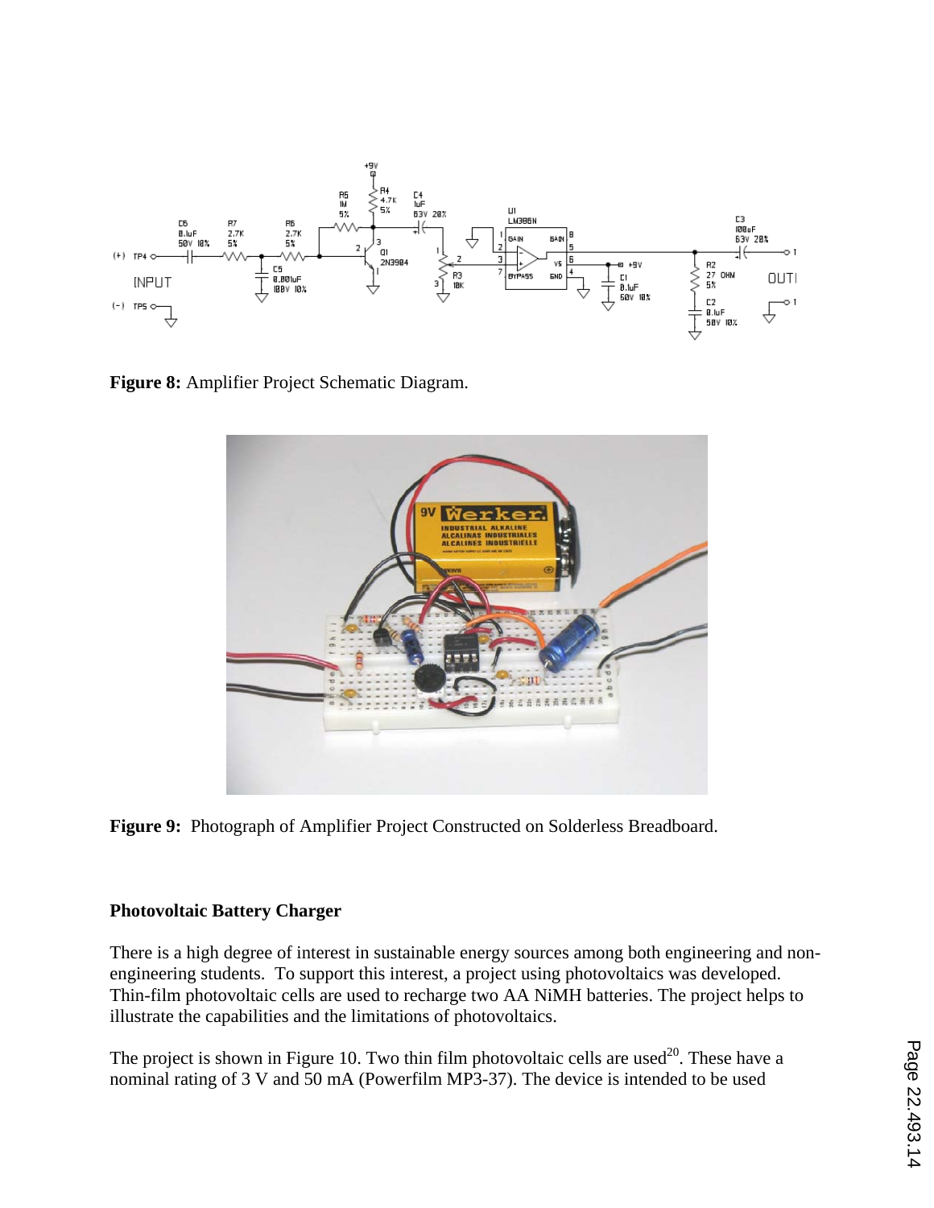**Figure 8:** Amplifier Project Schematic Diagram.

**Figure 9:** Photograph of Amplifier Project Constructed on Solderless Breadboard.

**Photovoltaic Battery Charger**

There is a high degree of interest in sustainable energy sources among both engineering and non-engineering students. To support this interest, a project using photovoltaics was developed. Thin-film photovoltaic cells are used to recharge two AA NiMH batteries. The project helps to illustrate the capabilities and the limitations of photovoltaics.

The project is shown in Figure 10. Two thin film photovoltaic cells are used[20]. These have a nominal rating of 3 V and 50 mA (Powerfilm MP3-37). The device is intended to be used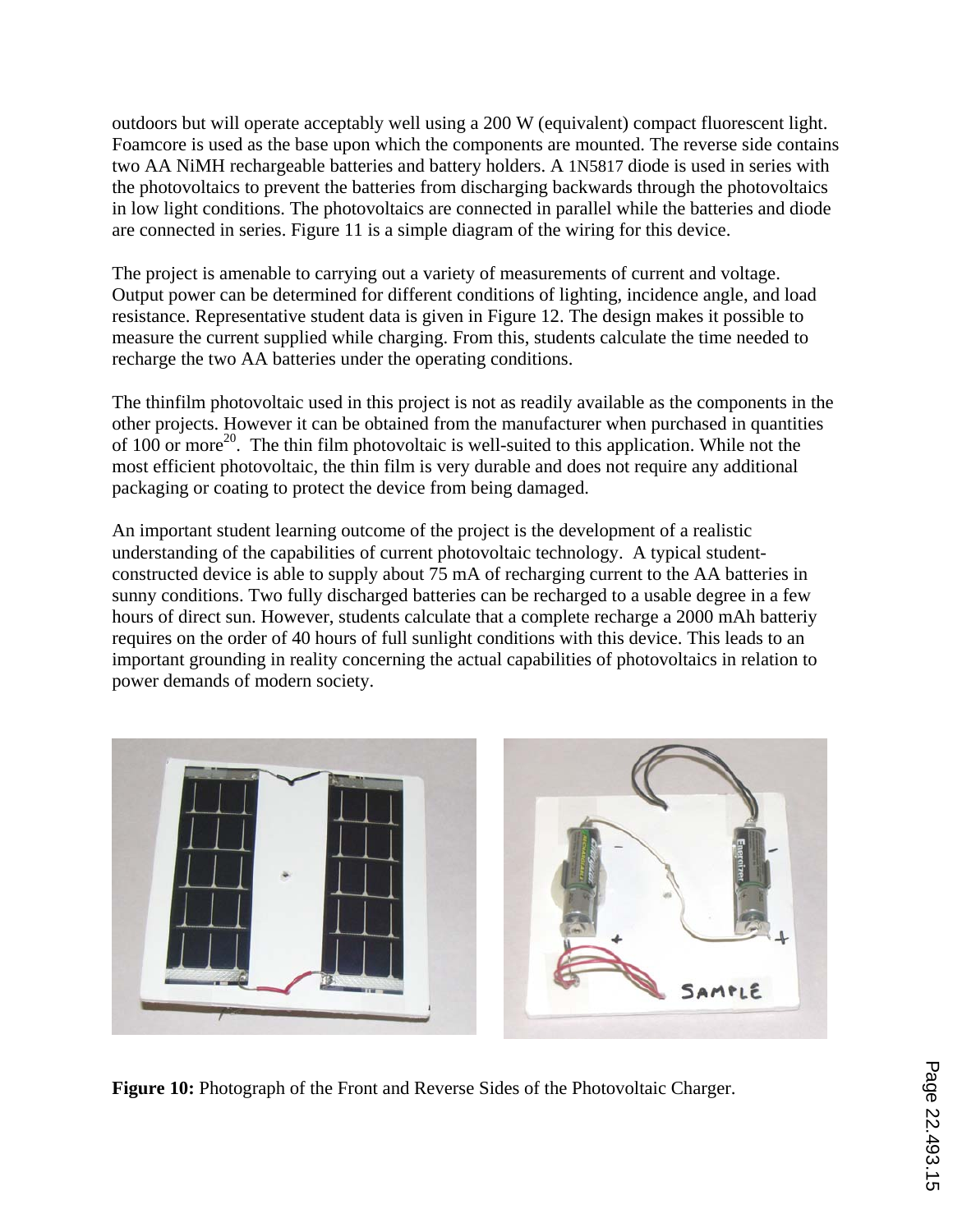outdoors but will operate acceptably well using a 200 W (equivalent) compact fluorescent light. Foamcore is used as the base upon which the components are mounted. The reverse side contains two AA NiMH rechargeable batteries and battery holders. A 1N5817 diode is used in series with the photovoltaics to prevent the batteries from discharging backwards through the photovoltaics in low light conditions. The photovoltaics are connected in parallel while the batteries and diode are connected in series. Figure 11 is a simple diagram of the wiring for this device.

The project is amenable to carrying out a variety of measurements of current and voltage. Output power can be determined for different conditions of lighting, incidence angle, and load resistance. Representative student data is given in Figure 12. The design makes it possible to measure the current supplied while charging. From this, students calculate the time needed to recharge the two AA batteries under the operating conditions.

The thinfilm photovoltaic used in this project is not as readily available as the components in the other projects. However it can be obtained from the manufacturer when purchased in quantities of 100 or more[20]. The thin film photovoltaic is well-suited to this application. While not the most efficient photovoltaic, the thin film is very durable and does not require any additional packaging or coating to protect the device from being damaged.

An important student learning outcome of the project is the development of a realistic understanding of the capabilities of current photovoltaic technology. A typical student-constructed device is able to supply about 75 mA of recharging current to the AA batteries in sunny conditions. Two fully discharged batteries can be recharged to a usable degree in a few hours of direct sun. However, students calculate that a complete recharge a 2000 mAh batteriy requires on the order of 40 hours of full sunlight conditions with this device. This leads to an important grounding in reality concerning the actual capabilities of photovoltaics in relation to power demands of modern society.

**Figure 10:** Photograph of the Front and Reverse Sides of the Photovoltaic Charger.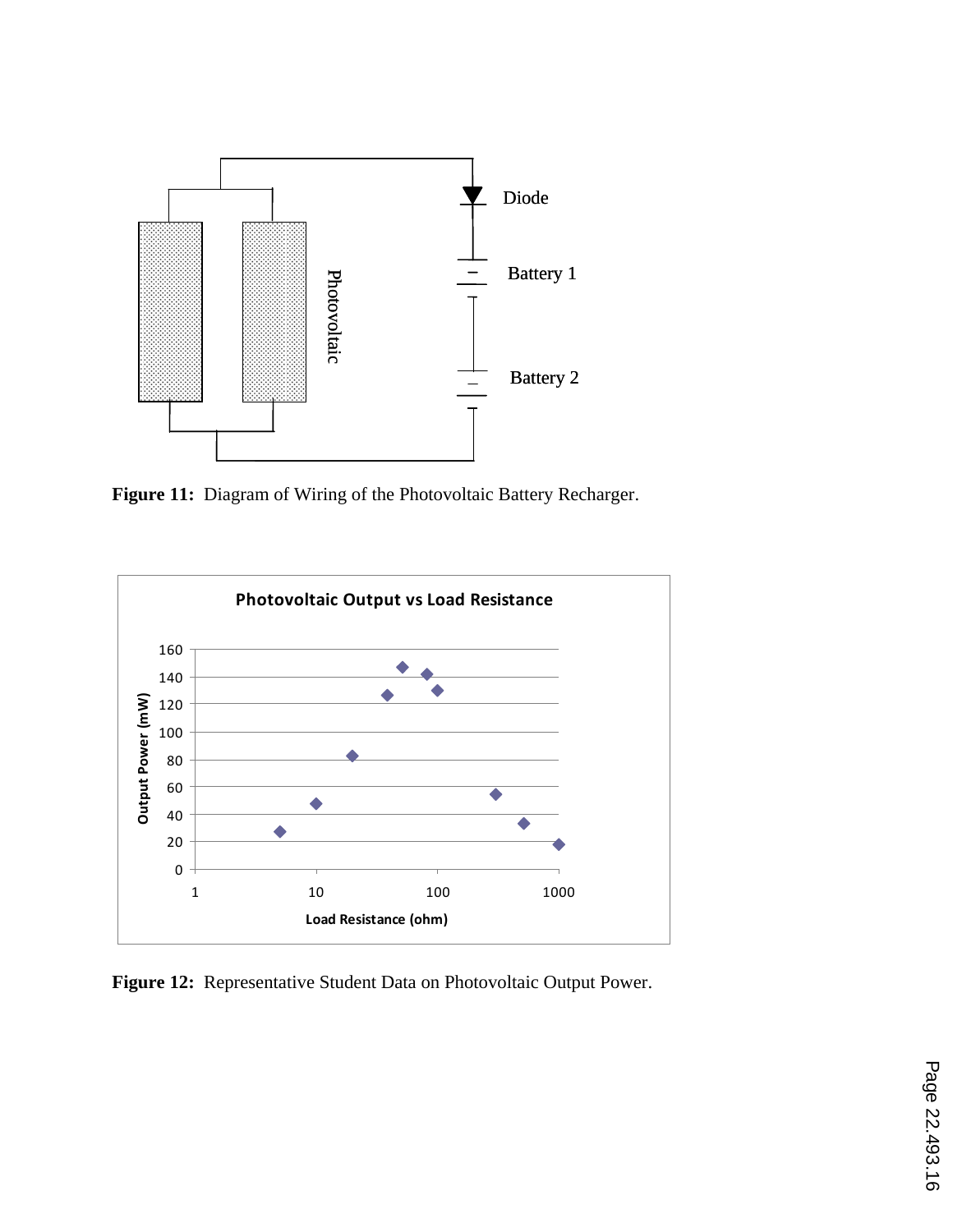**Figure 11:** Diagram of Wiring of the Photovoltaic Battery Recharger.

**Figure 12:** Representative Student Data on Photovoltaic Output Power.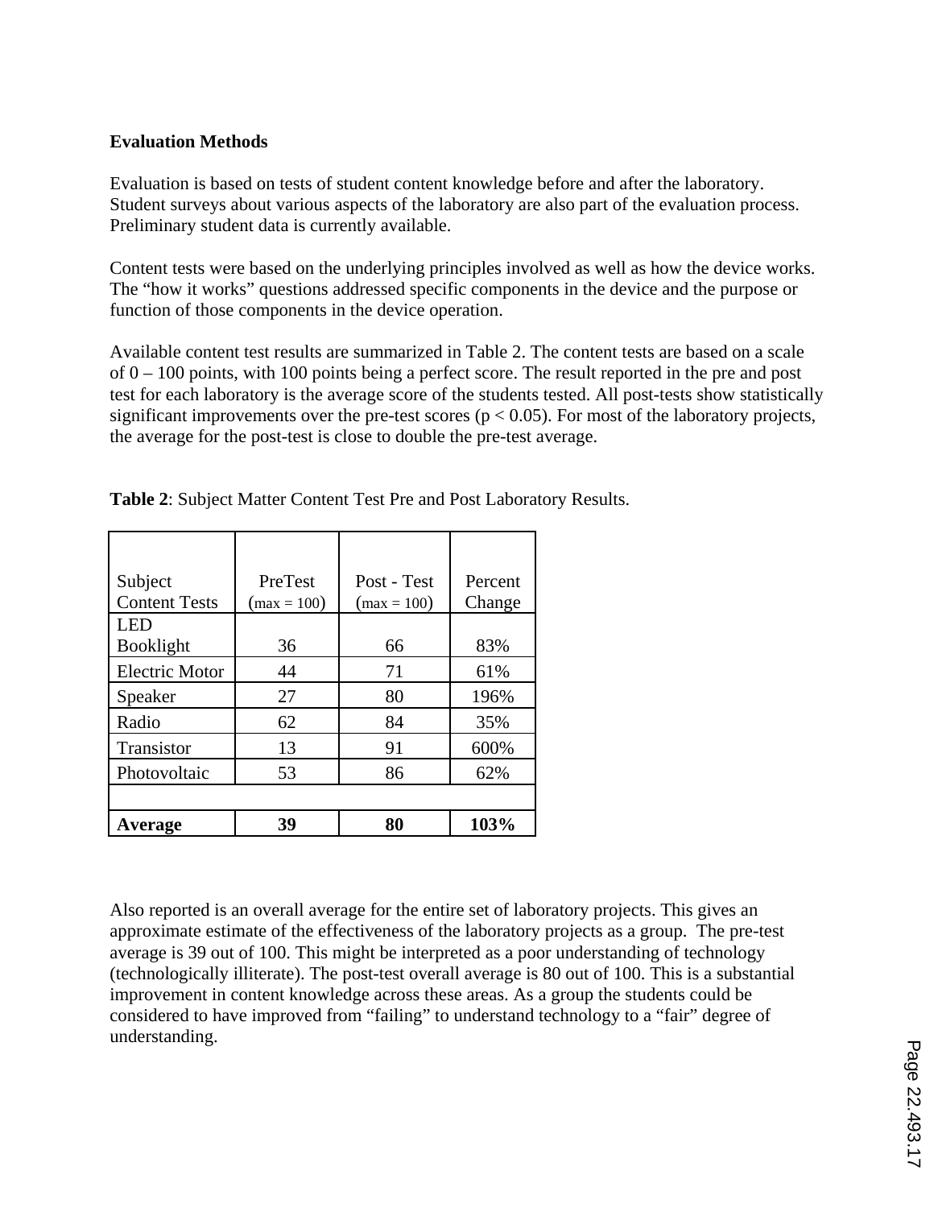**Evaluation Methods**

Evaluation is based on tests of student content knowledge before and after the laboratory. Student surveys about various aspects of the laboratory are also part of the evaluation process. Preliminary student data is currently available.

Content tests were based on the underlying principles involved as well as how the device works. The "how it works" questions addressed specific components in the device and the purpose or function of those components in the device operation.

Available content test results are summarized in Table 2. The content tests are based on a scale of 0 – 100 points, with 100 points being a perfect score. The result reported in the pre and post test for each laboratory is the average score of the students tested. All post-tests show statistically significant improvements over the pre-test scores ($p < 0.05$). For most of the laboratory projects, the average for the post-test is close to double the pre-test average.

**Table 2**: Subject Matter Content Test Pre and Post Laboratory Results.

| Subject Content Tests | PreTest (max = 100) | Post - Test (max = 100) | Percent Change |
|---|---|---|---|
| LED Booklight | 36 | 66 | 83% |
| Electric Motor | 44 | 71 | 61% |
| Speaker | 27 | 80 | 196% |
| Radio | 62 | 84 | 35% |
| Transistor | 13 | 91 | 600% |
| Photovoltaic | 53 | 86 | 62% |
| | | | |
| **Average** | **39** | **80** | **103%** |

Also reported is an overall average for the entire set of laboratory projects. This gives an approximate estimate of the effectiveness of the laboratory projects as a group. The pre-test average is 39 out of 100. This might be interpreted as a poor understanding of technology (technologically illiterate). The post-test overall average is 80 out of 100. This is a substantial improvement in content knowledge across these areas. As a group the students could be considered to have improved from "failing" to understand technology to a "fair" degree of understanding.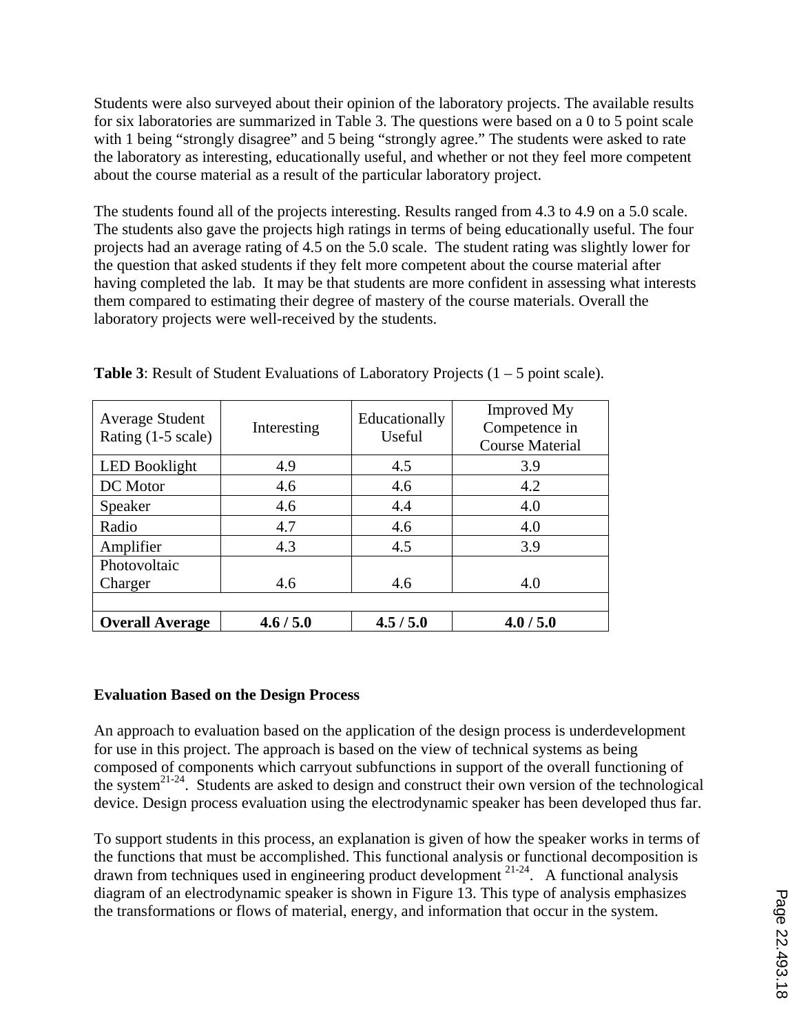Students were also surveyed about their opinion of the laboratory projects. The available results for six laboratories are summarized in Table 3. The questions were based on a 0 to 5 point scale with 1 being "strongly disagree" and 5 being "strongly agree." The students were asked to rate the laboratory as interesting, educationally useful, and whether or not they feel more competent about the course material as a result of the particular laboratory project.

The students found all of the projects interesting. Results ranged from 4.3 to 4.9 on a 5.0 scale. The students also gave the projects high ratings in terms of being educationally useful. The four projects had an average rating of 4.5 on the 5.0 scale. The student rating was slightly lower for the question that asked students if they felt more competent about the course material after having completed the lab. It may be that students are more confident in assessing what interests them compared to estimating their degree of mastery of the course materials. Overall the laboratory projects were well-received by the students.

**Table 3**: Result of Student Evaluations of Laboratory Projects (1 – 5 point scale).

| Average Student Rating (1-5 scale) | Interesting | Educationally Useful | Improved My Competence in Course Material |
|---|---|---|---|
| LED Booklight | 4.9 | 4.5 | 3.9 |
| DC Motor | 4.6 | 4.6 | 4.2 |
| Speaker | 4.6 | 4.4 | 4.0 |
| Radio | 4.7 | 4.6 | 4.0 |
| Amplifier | 4.3 | 4.5 | 3.9 |
| Photovoltaic Charger | 4.6 | 4.6 | 4.0 |
| | | | |
| **Overall Average** | **4.6 / 5.0** | **4.5 / 5.0** | **4.0 / 5.0** |

**Evaluation Based on the Design Process**

An approach to evaluation based on the application of the design process is underdevelopment for use in this project. The approach is based on the view of technical systems as being composed of components which carryout subfunctions in support of the overall functioning of the system[21-24]. Students are asked to design and construct their own version of the technological device. Design process evaluation using the electrodynamic speaker has been developed thus far.

To support students in this process, an explanation is given of how the speaker works in terms of the functions that must be accomplished. This functional analysis or functional decomposition is drawn from techniques used in engineering product development [21-24]. A functional analysis diagram of an electrodynamic speaker is shown in Figure 13. This type of analysis emphasizes the transformations or flows of material, energy, and information that occur in the system.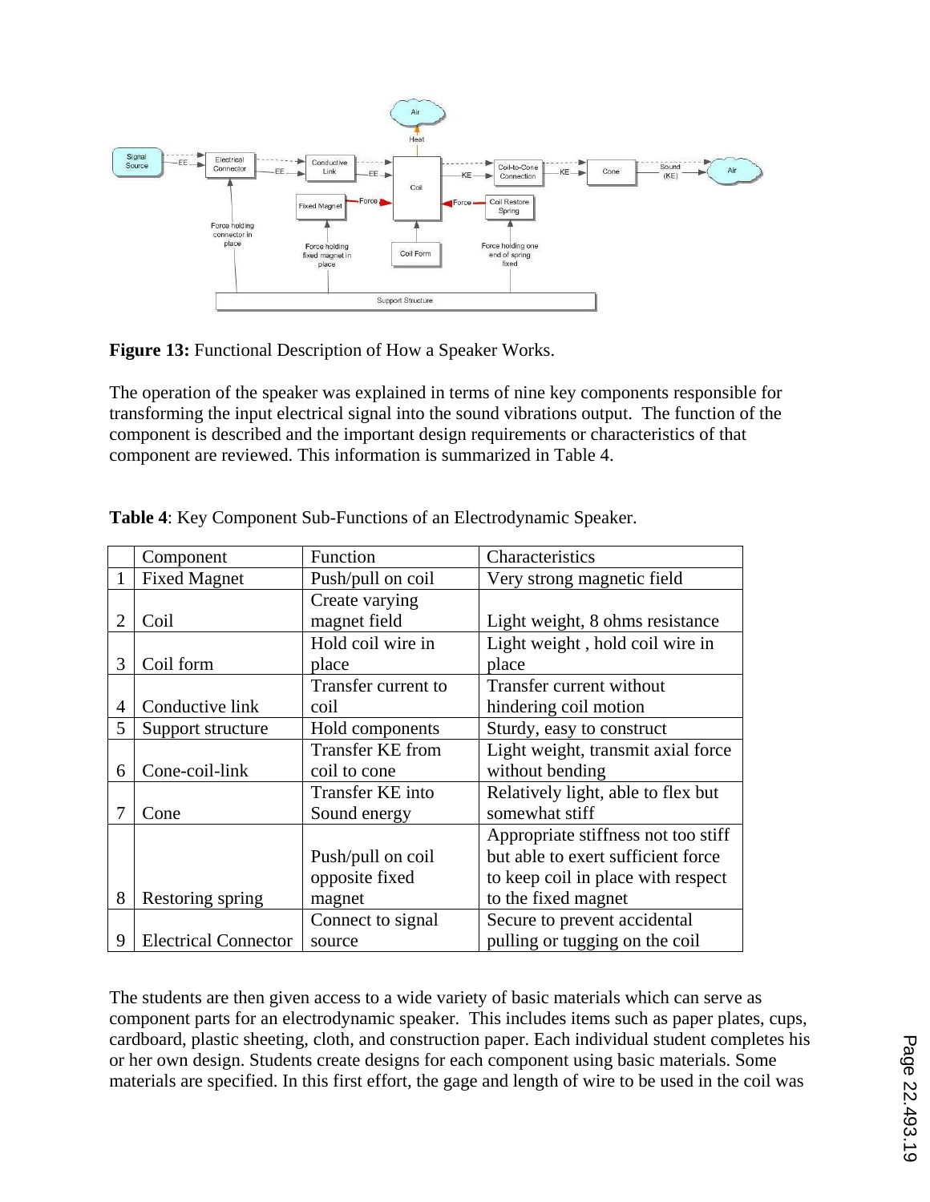**Figure 13:** Functional Description of How a Speaker Works.

The operation of the speaker was explained in terms of nine key components responsible for transforming the input electrical signal into the sound vibrations output. The function of the component is described and the important design requirements or characteristics of that component are reviewed. This information is summarized in Table 4.

**Table 4**: Key Component Sub-Functions of an Electrodynamic Speaker.

| | Component | Function | Characteristics |
|---|---|---|---|
| 1 | Fixed Magnet | Push/pull on coil | Very strong magnetic field |
| 2 | Coil | Create varying magnet field | Light weight, 8 ohms resistance |
| 3 | Coil form | Hold coil wire in place | Light weight , hold coil wire in place |
| 4 | Conductive link | Transfer current to coil | Transfer current without hindering coil motion |
| 5 | Support structure | Hold components | Sturdy, easy to construct |
| 6 | Cone-coil-link | Transfer KE from coil to cone | Light weight, transmit axial force without bending |
| 7 | Cone | Transfer KE into Sound energy | Relatively light, able to flex but somewhat stiff |
| 8 | Restoring spring | Push/pull on coil opposite fixed magnet | Appropriate stiffness not too stiff but able to exert sufficient force to keep coil in place with respect to the fixed magnet |
| 9 | Electrical Connector | Connect to signal source | Secure to prevent accidental pulling or tugging on the coil |

The students are then given access to a wide variety of basic materials which can serve as component parts for an electrodynamic speaker. This includes items such as paper plates, cups, cardboard, plastic sheeting, cloth, and construction paper. Each individual student completes his or her own design. Students create designs for each component using basic materials. Some materials are specified. In this first effort, the gage and length of wire to be used in the coil was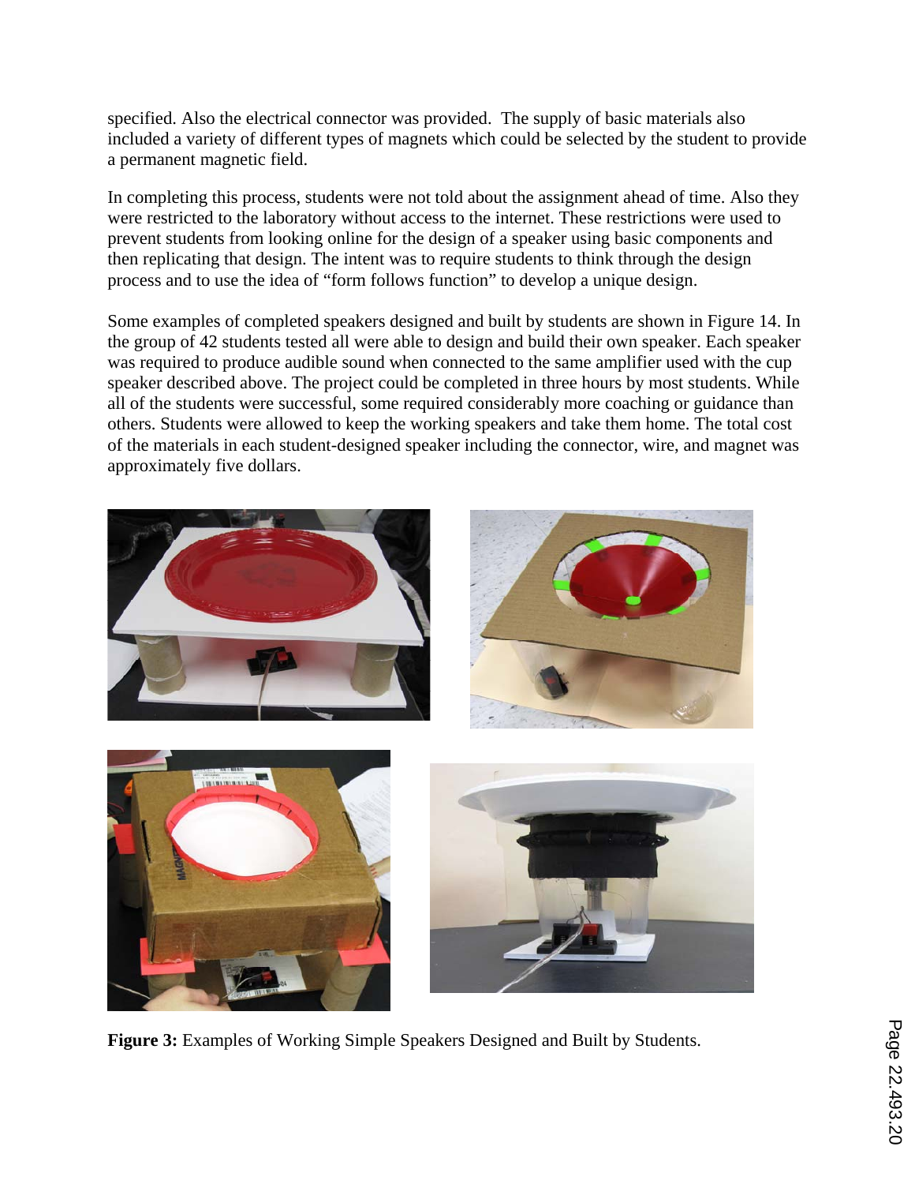specified. Also the electrical connector was provided. The supply of basic materials also included a variety of different types of magnets which could be selected by the student to provide a permanent magnetic field.

In completing this process, students were not told about the assignment ahead of time. Also they were restricted to the laboratory without access to the internet. These restrictions were used to prevent students from looking online for the design of a speaker using basic components and then replicating that design. The intent was to require students to think through the design process and to use the idea of "form follows function" to develop a unique design.

Some examples of completed speakers designed and built by students are shown in Figure 14. In the group of 42 students tested all were able to design and build their own speaker. Each speaker was required to produce audible sound when connected to the same amplifier used with the cup speaker described above. The project could be completed in three hours by most students. While all of the students were successful, some required considerably more coaching or guidance than others. Students were allowed to keep the working speakers and take them home. The total cost of the materials in each student-designed speaker including the connector, wire, and magnet was approximately five dollars.

**Figure 3:** Examples of Working Simple Speakers Designed and Built by Students.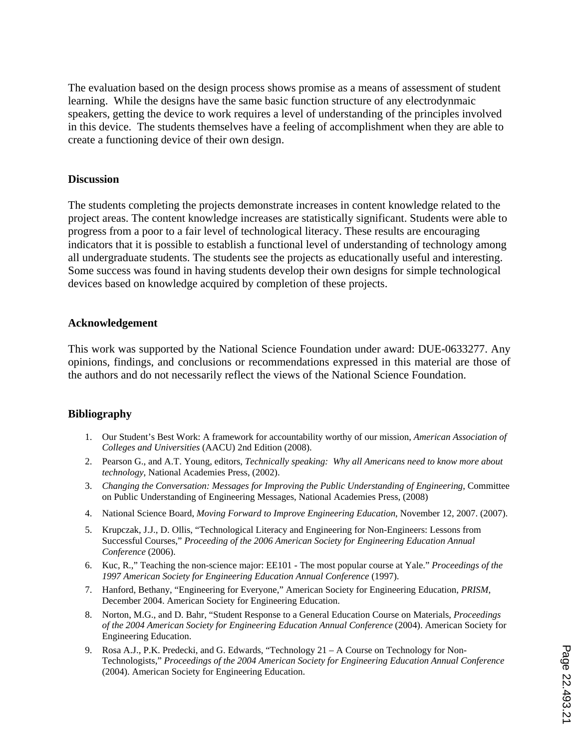The evaluation based on the design process shows promise as a means of assessment of student learning. While the designs have the same basic function structure of any electrodynmaic speakers, getting the device to work requires a level of understanding of the principles involved in this device. The students themselves have a feeling of accomplishment when they are able to create a functioning device of their own design.

**Discussion**

The students completing the projects demonstrate increases in content knowledge related to the project areas. The content knowledge increases are statistically significant. Students were able to progress from a poor to a fair level of technological literacy. These results are encouraging indicators that it is possible to establish a functional level of understanding of technology among all undergraduate students. The students see the projects as educationally useful and interesting. Some success was found in having students develop their own designs for simple technological devices based on knowledge acquired by completion of these projects.

**Acknowledgement**

This work was supported by the National Science Foundation under award: DUE-0633277. Any opinions, findings, and conclusions or recommendations expressed in this material are those of the authors and do not necessarily reflect the views of the National Science Foundation.

**Bibliography**

1. Our Student's Best Work: A framework for accountability worthy of our mission, *American Association of Colleges and Universities* (AACU) 2nd Edition (2008).
2. Pearson G., and A.T. Young, editors, *Technically speaking: Why all Americans need to know more about technology*, National Academies Press, (2002).
3. *Changing the Conversation: Messages for Improving the Public Understanding of Engineering*, Committee on Public Understanding of Engineering Messages, National Academies Press, (2008)
4. National Science Board, *Moving Forward to Improve Engineering Education*, November 12, 2007. (2007).
5. Krupczak, J.J., D. Ollis, "Technological Literacy and Engineering for Non-Engineers: Lessons from Successful Courses," *Proceeding of the 2006 American Society for Engineering Education Annual Conference* (2006).
6. Kuc, R.," Teaching the non-science major: EE101 - The most popular course at Yale." *Proceedings of the 1997 American Society for Engineering Education Annual Conference* (1997).
7. Hanford, Bethany, "Engineering for Everyone," American Society for Engineering Education, *PRISM*, December 2004. American Society for Engineering Education.
8. Norton, M.G., and D. Bahr, "Student Response to a General Education Course on Materials, *Proceedings of the 2004 American Society for Engineering Education Annual Conference* (2004). American Society for Engineering Education.
9. Rosa A.J., P.K. Predecki, and G. Edwards, "Technology 21 – A Course on Technology for Non-Technologists," *Proceedings of the 2004 American Society for Engineering Education Annual Conference* (2004). American Society for Engineering Education.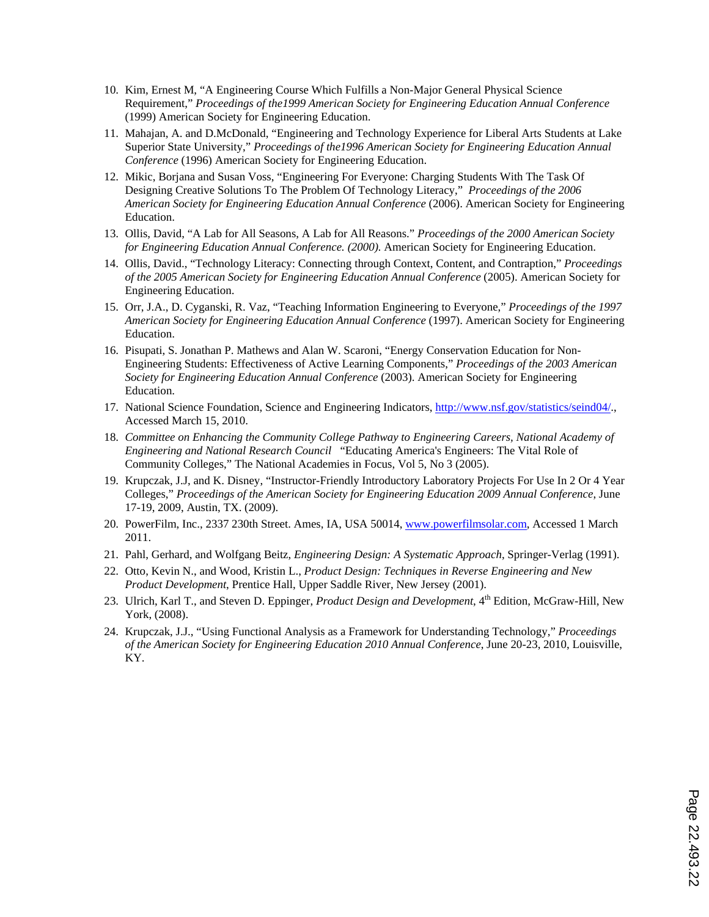10. Kim, Ernest M, "A Engineering Course Which Fulfills a Non-Major General Physical Science Requirement," *Proceedings of the1999 American Society for Engineering Education Annual Conference* (1999) American Society for Engineering Education.
11. Mahajan, A. and D.McDonald, "Engineering and Technology Experience for Liberal Arts Students at Lake Superior State University," *Proceedings of the1996 American Society for Engineering Education Annual Conference* (1996) American Society for Engineering Education.
12. Mikic, Borjana and Susan Voss, "Engineering For Everyone: Charging Students With The Task Of Designing Creative Solutions To The Problem Of Technology Literacy," *Proceedings of the 2006 American Society for Engineering Education Annual Conference* (2006). American Society for Engineering Education.
13. Ollis, David, "A Lab for All Seasons, A Lab for All Reasons." *Proceedings of the 2000 American Society for Engineering Education Annual Conference. (2000).* American Society for Engineering Education.
14. Ollis, David., "Technology Literacy: Connecting through Context, Content, and Contraption," *Proceedings of the 2005 American Society for Engineering Education Annual Conference* (2005). American Society for Engineering Education.
15. Orr, J.A., D. Cyganski, R. Vaz, "Teaching Information Engineering to Everyone," *Proceedings of the 1997 American Society for Engineering Education Annual Conference* (1997). American Society for Engineering Education.
16. Pisupati, S. Jonathan P. Mathews and Alan W. Scaroni, "Energy Conservation Education for Non-Engineering Students: Effectiveness of Active Learning Components," *Proceedings of the 2003 American Society for Engineering Education Annual Conference* (2003). American Society for Engineering Education.
17. National Science Foundation, Science and Engineering Indicators, http://www.nsf.gov/statistics/seind04/., Accessed March 15, 2010.
18. *Committee on Enhancing the Community College Pathway to Engineering Careers, National Academy of Engineering and National Research Council* "Educating America's Engineers: The Vital Role of Community Colleges," The National Academies in Focus, Vol 5, No 3 (2005).
19. Krupczak, J.J, and K. Disney, "Instructor-Friendly Introductory Laboratory Projects For Use In 2 Or 4 Year Colleges," *Proceedings of the American Society for Engineering Education 2009 Annual Conference*, June 17-19, 2009, Austin, TX. (2009).
20. PowerFilm, Inc., 2337 230th Street. Ames, IA, USA 50014, www.powerfilmsolar.com, Accessed 1 March 2011.
21. Pahl, Gerhard, and Wolfgang Beitz, *Engineering Design: A Systematic Approach*, Springer-Verlag (1991).
22. Otto, Kevin N., and Wood, Kristin L., *Product Design: Techniques in Reverse Engineering and New Product Development*, Prentice Hall, Upper Saddle River, New Jersey (2001).
23. Ulrich, Karl T., and Steven D. Eppinger, *Product Design and Development*, 4th Edition, McGraw-Hill, New York, (2008).
24. Krupczak, J.J., "Using Functional Analysis as a Framework for Understanding Technology," *Proceedings of the American Society for Engineering Education 2010 Annual Conference*, June 20-23, 2010, Louisville, KY.